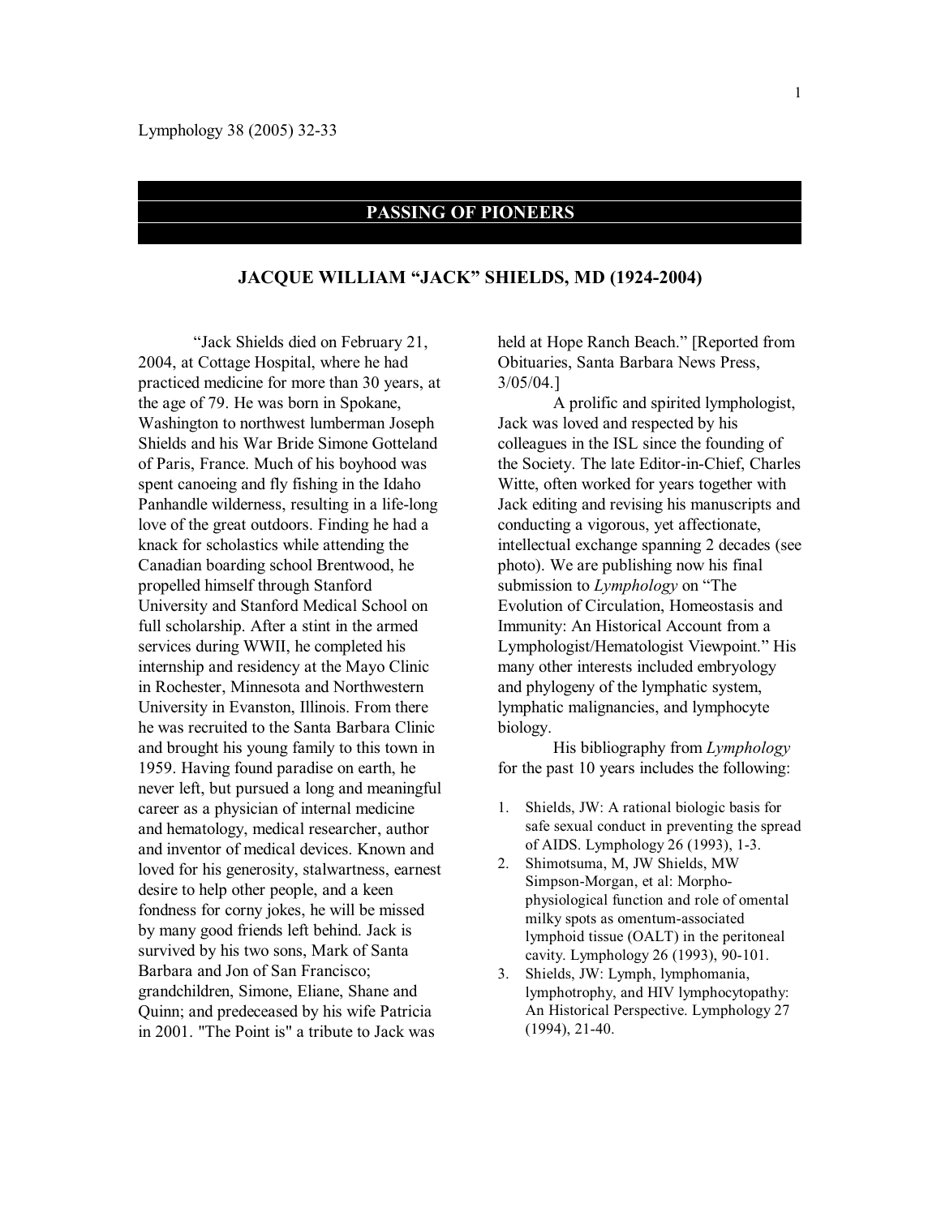# PASSING OF PIONEERS

## JACQUE WILLIAM "JACK" SHIELDS, MD (1924-2004)

"Jack Shields died on February 21, 2004, at Cottage Hospital, where he had practiced medicine for more than 30 years, at the age of 79. He was born in Spokane, Washington to northwest lumberman Joseph Shields and his War Bride Simone Gotteland of Paris, France. Much of his boyhood was spent canoeing and fly fishing in the Idaho Panhandle wilderness, resulting in a life-long love of the great outdoors. Finding he had a knack for scholastics while attending the Canadian boarding school Brentwood, he propelled himself through Stanford University and Stanford Medical School on full scholarship. After a stint in the armed services during WWII, he completed his internship and residency at the Mayo Clinic in Rochester, Minnesota and Northwestern University in Evanston, Illinois. From there he was recruited to the Santa Barbara Clinic and brought his young family to this town in 1959. Having found paradise on earth, he never left, but pursued a long and meaningful career as a physician of internal medicine and hematology, medical researcher, author and inventor of medical devices. Known and loved for his generosity, stalwartness, earnest desire to help other people, and a keen fondness for corny jokes, he will be missed by many good friends left behind. Jack is survived by his two sons, Mark of Santa Barbara and Jon of San Francisco; grandchildren, Simone, Eliane, Shane and Quinn; and predeceased by his wife Patricia in 2001. "The Point is" a tribute to Jack was held at Hope Ranch Beach." [Reported from Obituaries, Santa Barbara News Press, 3/05/04.]

A prolific and spirited lymphologist, Jack was loved and respected by his colleagues in the ISL since the founding of the Society. The late Editor-in-Chief, Charles Witte, often worked for years together with Jack editing and revising his manuscripts and conducting a vigorous, yet affectionate, intellectual exchange spanning 2 decades (see photo). We are publishing now his final submission to *Lymphology* on "The Evolution of Circulation, Homeostasis and Immunity: An Historical Account from a Lymphologist/Hematologist Viewpoint." His many other interests included embryology and phylogeny of the lymphatic system, lymphatic malignancies, and lymphocyte biology.

His bibliography from *Lymphology* for the past 10 years includes the following:

1. Shields, JW: A rational biologic basis for safe sexual conduct in preventing the spread of AIDS. Lymphology 26 (1993), 1-3.
2. Shimotsuma, M, JW Shields, MW Simpson-Morgan, et al: Morpho-physiological function and role of omental milky spots as omentum-associated lymphoid tissue (OALT) in the peritoneal cavity. Lymphology 26 (1993), 90-101.
3. Shields, JW: Lymph, lymphomania, lymphotrophy, and HIV lymphocytopathy: An Historical Perspective. Lymphology 27 (1994), 21-40.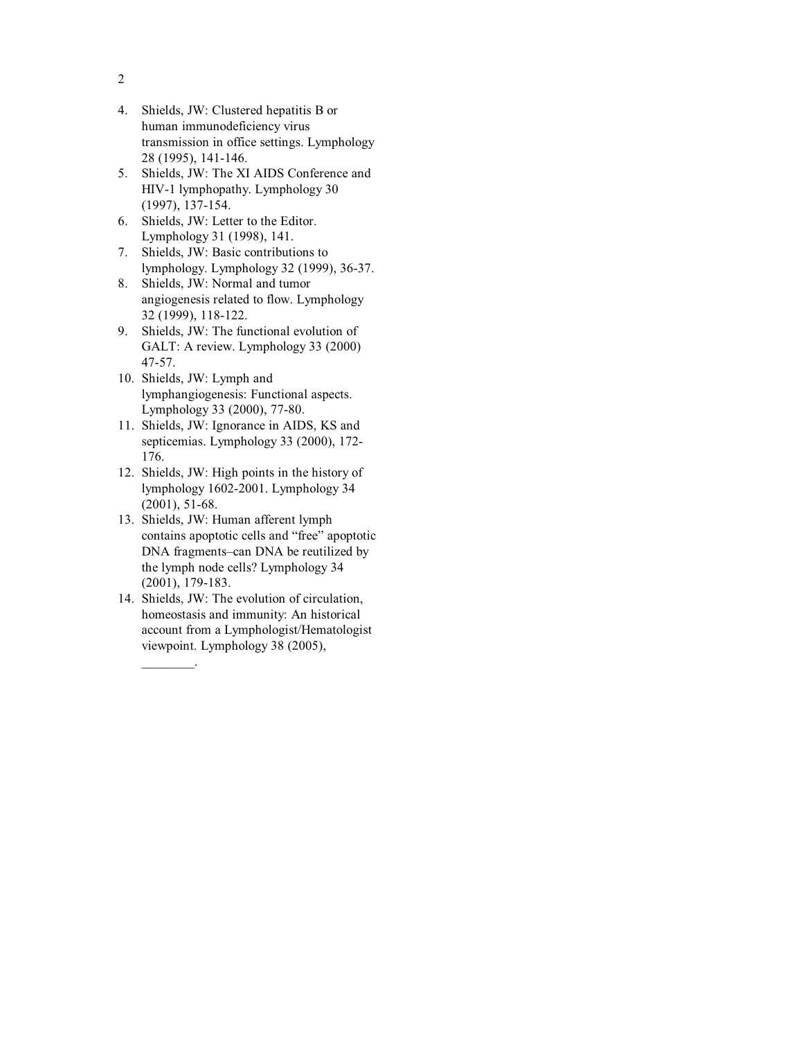4. Shields, JW: Clustered hepatitis B or human immunodeficiency virus transmission in office settings. Lymphology 28 (1995), 141-146.
5. Shields, JW: The XI AIDS Conference and HIV-1 lymphopathy. Lymphology 30 (1997), 137-154.
6. Shields, JW: Letter to the Editor. Lymphology 31 (1998), 141.
7. Shields, JW: Basic contributions to lymphology. Lymphology 32 (1999), 36-37.
8. Shields, JW: Normal and tumor angiogenesis related to flow. Lymphology 32 (1999), 118-122.
9. Shields, JW: The functional evolution of GALT: A review. Lymphology 33 (2000) 47-57.
10. Shields, JW: Lymph and lymphangiogenesis: Functional aspects. Lymphology 33 (2000), 77-80.
11. Shields, JW: Ignorance in AIDS, KS and septicemias. Lymphology 33 (2000), 172-176.
12. Shields, JW: High points in the history of lymphology 1602-2001. Lymphology 34 (2001), 51-68.
13. Shields, JW: Human afferent lymph contains apoptotic cells and "free" apoptotic DNA fragments–can DNA be reutilized by the lymph node cells? Lymphology 34 (2001), 179-183.
14. Shields, JW: The evolution of circulation, homeostasis and immunity: An historical account from a Lymphologist/Hematologist viewpoint. Lymphology 38 (2005), ________.